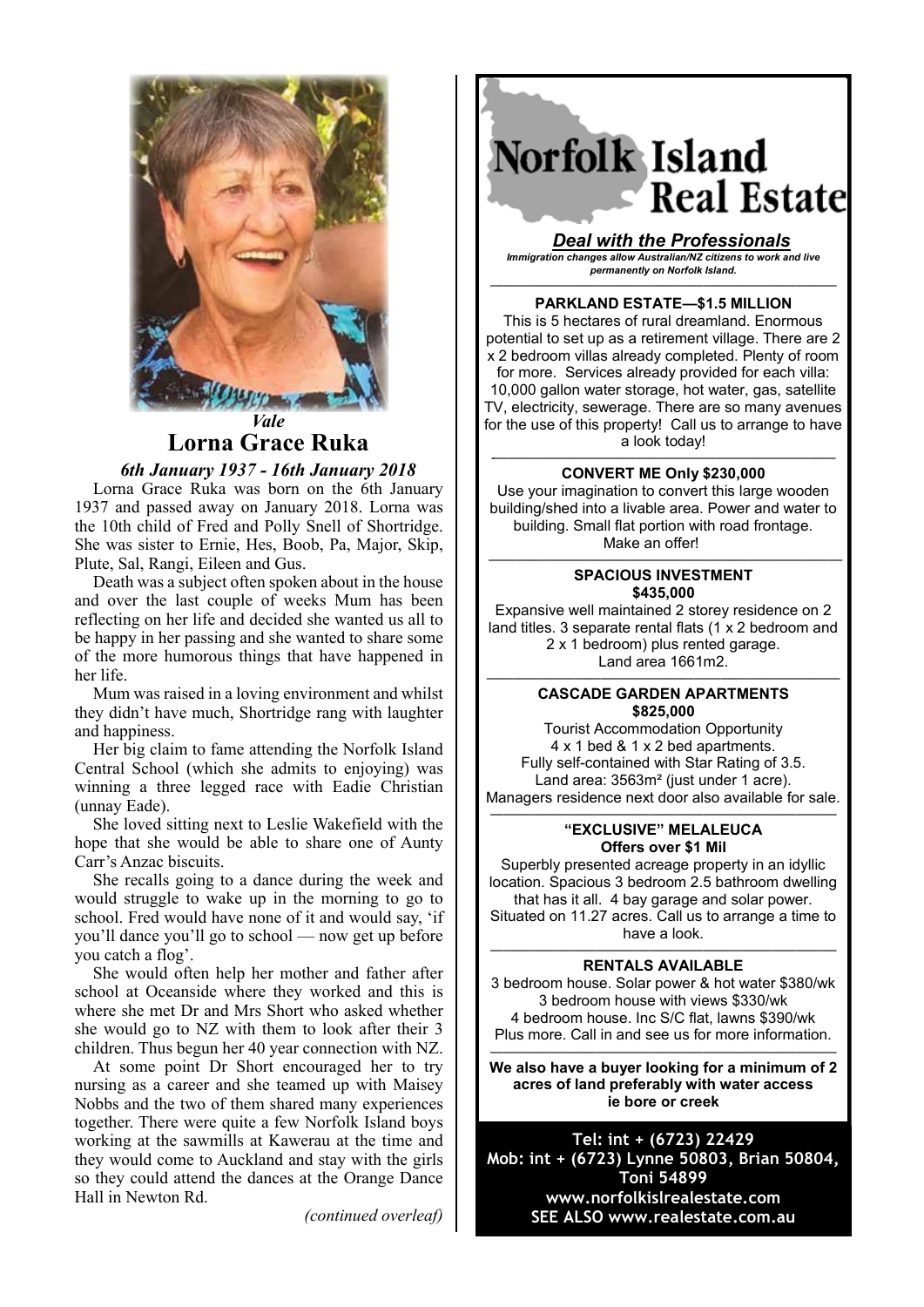*Vale*

# Lorna Grace Ruka

***6th January 1937 - 16th January 2018***

Lorna Grace Ruka was born on the 6th January 1937 and passed away on January 2018. Lorna was the 10th child of Fred and Polly Snell of Shortridge. She was sister to Ernie, Hes, Boob, Pa, Major, Skip, Plute, Sal, Rangi, Eileen and Gus.

Death was a subject often spoken about in the house and over the last couple of weeks Mum has been reflecting on her life and decided she wanted us all to be happy in her passing and she wanted to share some of the more humorous things that have happened in her life.

Mum was raised in a loving environment and whilst they didn't have much, Shortridge rang with laughter and happiness.

Her big claim to fame attending the Norfolk Island Central School (which she admits to enjoying) was winning a three legged race with Eadie Christian (unnay Eade).

She loved sitting next to Leslie Wakefield with the hope that she would be able to share one of Aunty Carr's Anzac biscuits.

She recalls going to a dance during the week and would struggle to wake up in the morning to go to school. Fred would have none of it and would say, 'if you'll dance you'll go to school — now get up before you catch a flog'.

She would often help her mother and father after school at Oceanside where they worked and this is where she met Dr and Mrs Short who asked whether she would go to NZ with them to look after their 3 children. Thus begun her 40 year connection with NZ.

At some point Dr Short encouraged her to try nursing as a career and she teamed up with Maisey Nobbs and the two of them shared many experiences together. There were quite a few Norfolk Island boys working at the sawmills at Kawerau at the time and they would come to Auckland and stay with the girls so they could attend the dances at the Orange Dance Hall in Newton Rd.

*(continued overleaf)*

---

# Norfolk Island Real Estate

***Deal with the Professionals***

***Immigration changes allow Australian/NZ citizens to work and live permanently on Norfolk Island.***

**PARKLAND ESTATE—$1.5 MILLION**

This is 5 hectares of rural dreamland. Enormous potential to set up as a retirement village. There are 2 x 2 bedroom villas already completed. Plenty of room for more. Services already provided for each villa: 10,000 gallon water storage, hot water, gas, satellite TV, electricity, sewerage. There are so many avenues for the use of this property! Call us to arrange to have a look today!

**CONVERT ME Only $230,000**

Use your imagination to convert this large wooden building/shed into a livable area. Power and water to building. Small flat portion with road frontage. Make an offer!

**SPACIOUS INVESTMENT $435,000**

Expansive well maintained 2 storey residence on 2 land titles. 3 separate rental flats (1 x 2 bedroom and 2 x 1 bedroom) plus rented garage. Land area 1661m2.

**CASCADE GARDEN APARTMENTS $825,000**

Tourist Accommodation Opportunity
4 x 1 bed & 1 x 2 bed apartments.
Fully self-contained with Star Rating of 3.5.
Land area: 3563m² (just under 1 acre).
Managers residence next door also available for sale.

**"EXCLUSIVE" MELALEUCA Offers over $1 Mil**

Superbly presented acreage property in an idyllic location. Spacious 3 bedroom 2.5 bathroom dwelling that has it all. 4 bay garage and solar power. Situated on 11.27 acres. Call us to arrange a time to have a look.

**RENTALS AVAILABLE**

3 bedroom house. Solar power & hot water $380/wk
3 bedroom house with views $330/wk
4 bedroom house. Inc S/C flat, lawns $390/wk
Plus more. Call in and see us for more information.

**We also have a buyer looking for a minimum of 2 acres of land preferably with water access ie bore or creek**

**Tel: int + (6723) 22429**
**Mob: int + (6723) Lynne 50803, Brian 50804, Toni 54899**
**www.norfolkislrealestate.com**
**SEE ALSO www.realestate.com.au**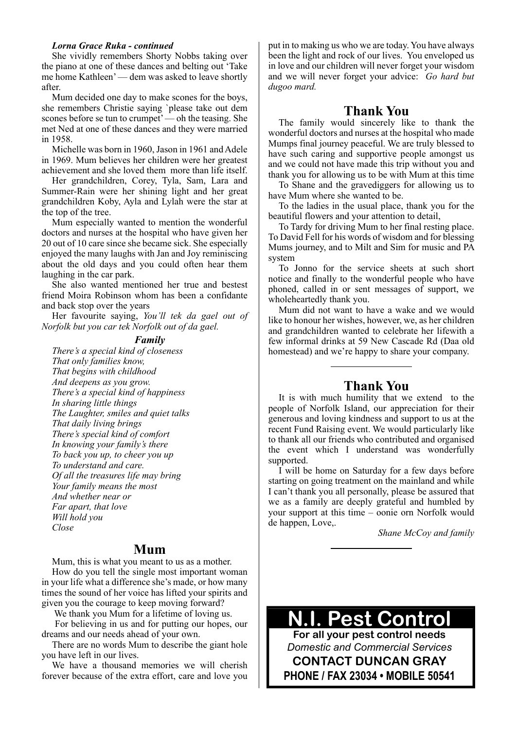***Lorna Grace Ruka - continued***

She vividly remembers Shorty Nobbs taking over the piano at one of these dances and belting out 'Take me home Kathleen' — dem was asked to leave shortly after.

Mum decided one day to make scones for the boys, she remembers Christie saying `please take out dem scones before se tun to crumpet' — oh the teasing. She met Ned at one of these dances and they were married in 1958.

Michelle was born in 1960, Jason in 1961 and Adele in 1969. Mum believes her children were her greatest achievement and she loved them more than life itself.

Her grandchildren, Corey, Tyla, Sam, Lara and Summer-Rain were her shining light and her great grandchildren Koby, Ayla and Lylah were the star at the top of the tree.

Mum especially wanted to mention the wonderful doctors and nurses at the hospital who have given her 20 out of 10 care since she became sick. She especially enjoyed the many laughs with Jan and Joy reminiscing about the old days and you could often hear them laughing in the car park.

She also wanted mentioned her true and bestest friend Moira Robinson whom has been a confidante and back stop over the years

Her favourite saying, *You'll tek da gael out of Norfolk but you car tek Norfolk out of da gael.*

### *Family*

*There's a special kind of closeness*
*That only families know,*
*That begins with childhood*
*And deepens as you grow.*
*There's a special kind of happiness*
*In sharing little things*
*The Laughter, smiles and quiet talks*
*That daily living brings*
*There's special kind of comfort*
*In knowing your family's there*
*To back you up, to cheer you up*
*To understand and care.*
*Of all the treasures life may bring*
*Your family means the most*
*And whether near or*
*Far apart, that love*
*Will hold you*
*Close*

## Mum

Mum, this is what you meant to us as a mother.

How do you tell the single most important woman in your life what a difference she's made, or how many times the sound of her voice has lifted your spirits and given you the courage to keep moving forward?

We thank you Mum for a lifetime of loving us.

For believing in us and for putting our hopes, our dreams and our needs ahead of your own.

There are no words Mum to describe the giant hole you have left in our lives.

We have a thousand memories we will cherish forever because of the extra effort, care and love you put in to making us who we are today. You have always been the light and rock of our lives. You enveloped us in love and our children will never forget your wisdom and we will never forget your advice: *Go hard but dugoo mard.*

## Thank You

The family would sincerely like to thank the wonderful doctors and nurses at the hospital who made Mumps final journey peaceful. We are truly blessed to have such caring and supportive people amongst us and we could not have made this trip without you and thank you for allowing us to be with Mum at this time

To Shane and the gravediggers for allowing us to have Mum where she wanted to be.

To the ladies in the usual place, thank you for the beautiful flowers and your attention to detail,

To Tardy for driving Mum to her final resting place. To David Fell for his words of wisdom and for blessing Mums journey, and to Milt and Sim for music and PA system

To Jonno for the service sheets at such short notice and finally to the wonderful people who have phoned, called in or sent messages of support, we wholeheartedly thank you.

Mum did not want to have a wake and we would like to honour her wishes, however, we, as her children and grandchildren wanted to celebrate her lifewith a few informal drinks at 59 New Cascade Rd (Daa old homestead) and we're happy to share your company.

---

## Thank You

It is with much humility that we extend to the people of Norfolk Island, our appreciation for their generous and loving kindness and support to us at the recent Fund Raising event. We would particularly like to thank all our friends who contributed and organised the event which I understand was wonderfully supported.

I will be home on Saturday for a few days before starting on going treatment on the mainland and while I can't thank you all personally, please be assured that we as a family are deeply grateful and humbled by your support at this time – oonie orn Norfolk would de happen, Love,.

*Shane McCoy and family*

---

# N.I. Pest Control

**For all your pest control needs**

*Domestic and Commercial Services*

**CONTACT DUNCAN GRAY**

**PHONE / FAX 23034 • MOBILE 50541**